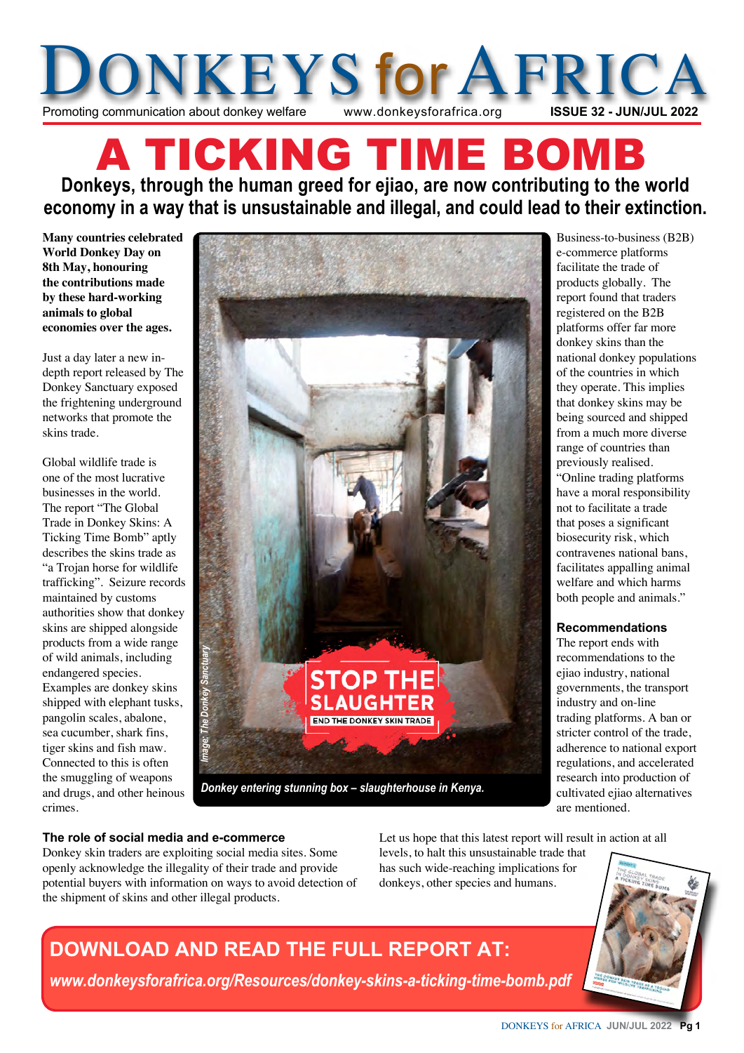# DONKEYS for AFRICA

Promoting communication about donkey welfare www.donkeysforafrica.org **ISSUE 32 - JUN/JUL 2022**

# A TICKING TIME BOMB

## Donkeys, through the human greed for ejiao, are now contributing to the world economy in a way that is unsustainable and illegal, and could lead to their extinction.

**Many countries celebrated World Donkey Day on 8th May, honouring the contributions made by these hard-working animals to global economies over the ages.**

Just a day later a new in-depth report released by The Donkey Sanctuary exposed the frightening underground networks that promote the skins trade.

Global wildlife trade is one of the most lucrative businesses in the world. The report "The Global Trade in Donkey Skins: A Ticking Time Bomb" aptly describes the skins trade as "a Trojan horse for wildlife trafficking". Seizure records maintained by customs authorities show that donkey skins are shipped alongside products from a wide range of wild animals, including endangered species. Examples are donkey skins shipped with elephant tusks, pangolin scales, abalone, sea cucumber, shark fins, tiger skins and fish maw. Connected to this is often the smuggling of weapons and drugs, and other heinous crimes.

STOP THE SLAUGHTER
END THE DONKEY SKIN TRADE

Image: The Donkey Sanctuary

*Donkey entering stunning box – slaughterhouse in Kenya.*

Business-to-business (B2B) e-commerce platforms facilitate the trade of products globally. The report found that traders registered on the B2B platforms offer far more donkey skins than the national donkey populations of the countries in which they operate. This implies that donkey skins may be being sourced and shipped from a much more diverse range of countries than previously realised. "Online trading platforms have a moral responsibility not to facilitate a trade that poses a significant biosecurity risk, which contravenes national bans, facilitates appalling animal welfare and which harms both people and animals."

### Recommendations

The report ends with recommendations to the ejiao industry, national governments, the transport industry and on-line trading platforms. A ban or stricter control of the trade, adherence to national export regulations, and accelerated research into production of cultivated ejiao alternatives are mentioned.

### The role of social media and e-commerce

Donkey skin traders are exploiting social media sites. Some openly acknowledge the illegality of their trade and provide potential buyers with information on ways to avoid detection of the shipment of skins and other illegal products.

Let us hope that this latest report will result in action at all levels, to halt this unsustainable trade that has such wide-reaching implications for donkeys, other species and humans.

## DOWNLOAD AND READ THE FULL REPORT AT:

***www.donkeysforafrica.org/Resources/donkey-skins-a-ticking-time-bomb.pdf***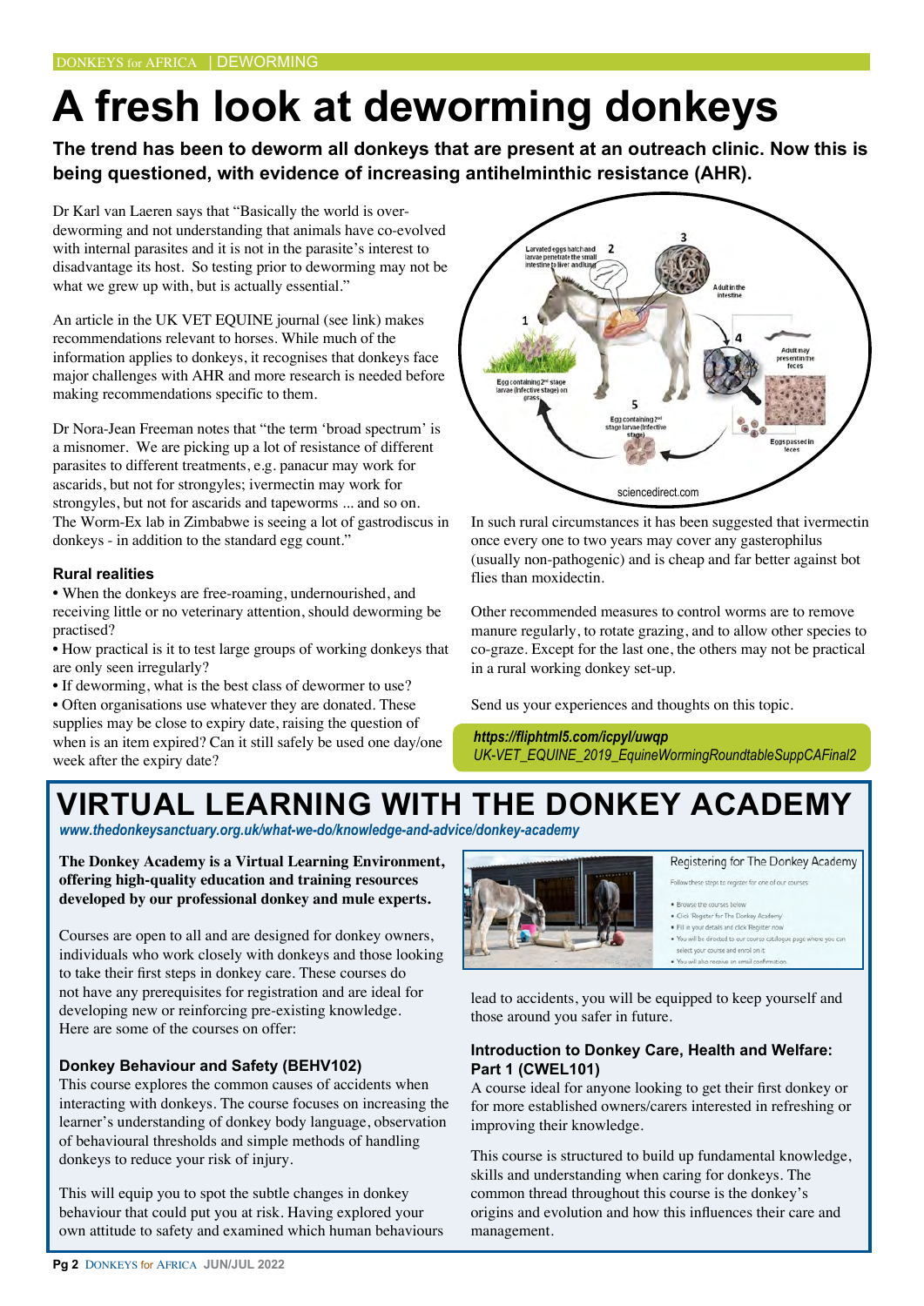# A fresh look at deworming donkeys

**The trend has been to deworm all donkeys that are present at an outreach clinic. Now this is being questioned, with evidence of increasing antihelminthic resistance (AHR).**

Dr Karl van Laeren says that "Basically the world is over-deworming and not understanding that animals have co-evolved with internal parasites and it is not in the parasite's interest to disadvantage its host. So testing prior to deworming may not be what we grew up with, but is actually essential."

An article in the UK VET EQUINE journal (see link) makes recommendations relevant to horses. While much of the information applies to donkeys, it recognises that donkeys face major challenges with AHR and more research is needed before making recommendations specific to them.

Dr Nora-Jean Freeman notes that "the term 'broad spectrum' is a misnomer. We are picking up a lot of resistance of different parasites to different treatments, e.g. panacur may work for ascarids, but not for strongyles; ivermectin may work for strongyles, but not for ascarids and tapeworms ... and so on. The Worm-Ex lab in Zimbabwe is seeing a lot of gastrodiscus in donkeys - in addition to the standard egg count."

### Rural realities

- When the donkeys are free-roaming, undernourished, and receiving little or no veterinary attention, should deworming be practised?
- How practical is it to test large groups of working donkeys that are only seen irregularly?
- If deworming, what is the best class of dewormer to use?
- Often organisations use whatever they are donated. These supplies may be close to expiry date, raising the question of when is an item expired? Can it still safely be used one day/one week after the expiry date?

sciencedirect.com

In such rural circumstances it has been suggested that ivermectin once every one to two years may cover any gasterophilus (usually non-pathogenic) and is cheap and far better against bot flies than moxidectin.

Other recommended measures to control worms are to remove manure regularly, to rotate grazing, and to allow other species to co-graze. Except for the last one, the others may not be practical in a rural working donkey set-up.

Send us your experiences and thoughts on this topic.

*https://fliphtml5.com/icpyl/uwqp*
*UK-VET_EQUINE_2019_EquineWormingRoundtableSuppCAFinal2*

# VIRTUAL LEARNING WITH THE DONKEY ACADEMY

*www.thedonkeysanctuary.org.uk/what-we-do/knowledge-and-advice/donkey-academy*

**The Donkey Academy is a Virtual Learning Environment, offering high-quality education and training resources developed by our professional donkey and mule experts.**

Courses are open to all and are designed for donkey owners, individuals who work closely with donkeys and those looking to take their first steps in donkey care. These courses do not have any prerequisites for registration and are ideal for developing new or reinforcing pre-existing knowledge. Here are some of the courses on offer:

### Donkey Behaviour and Safety (BEHV102)

This course explores the common causes of accidents when interacting with donkeys. The course focuses on increasing the learner's understanding of donkey body language, observation of behavioural thresholds and simple methods of handling donkeys to reduce your risk of injury.

This will equip you to spot the subtle changes in donkey behaviour that could put you at risk. Having explored your own attitude to safety and examined which human behaviours lead to accidents, you will be equipped to keep yourself and those around you safer in future.

### Introduction to Donkey Care, Health and Welfare: Part 1 (CWEL101)

A course ideal for anyone looking to get their first donkey or for more established owners/carers interested in refreshing or improving their knowledge.

This course is structured to build up fundamental knowledge, skills and understanding when caring for donkeys. The common thread throughout this course is the donkey's origins and evolution and how this influences their care and management.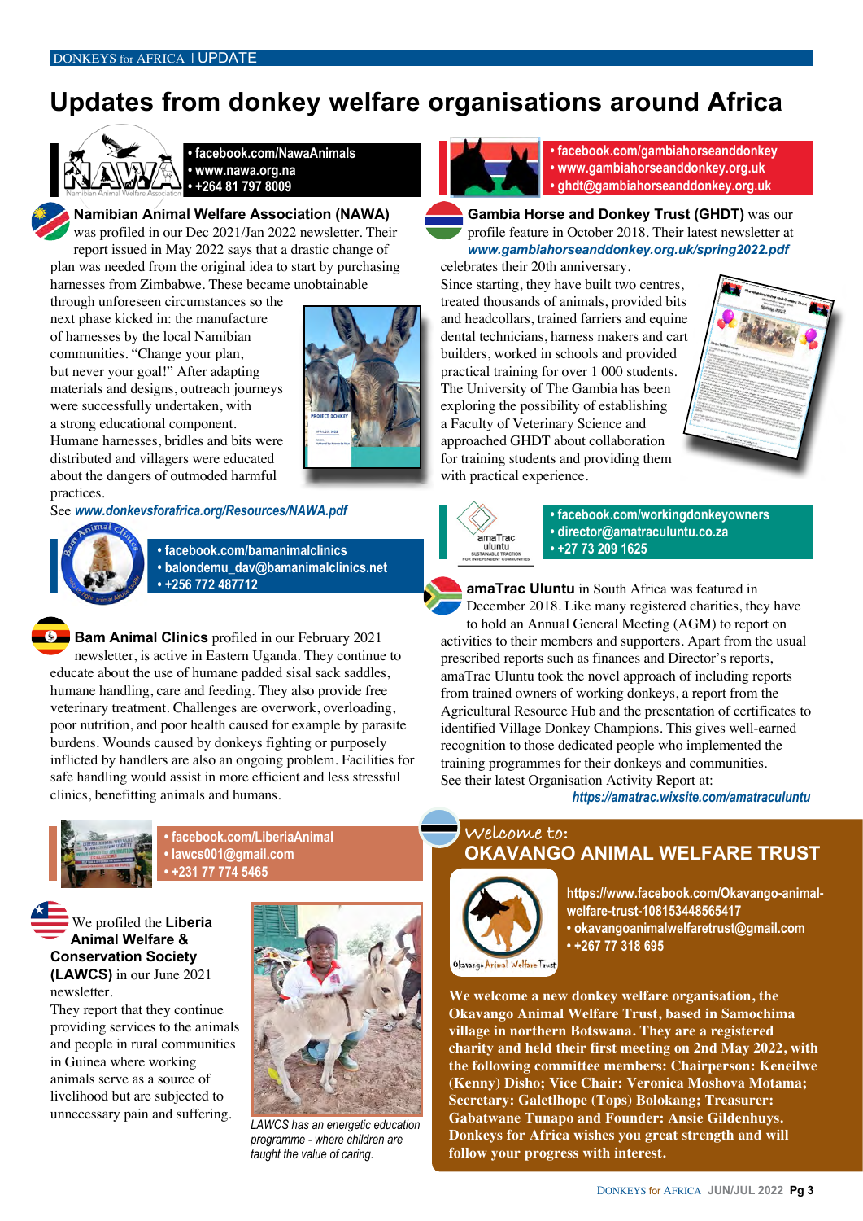# Updates from donkey welfare organisations around Africa

- facebook.com/NawaAnimals
- www.nawa.org.na
- +264 81 797 8009

**Namibian Animal Welfare Association (NAWA)** was profiled in our Dec 2021/Jan 2022 newsletter. Their report issued in May 2022 says that a drastic change of plan was needed from the original idea to start by purchasing harnesses from Zimbabwe. These became unobtainable through unforeseen circumstances so the next phase kicked in: the manufacture of harnesses by the local Namibian communities. "Change your plan, but never your goal!" After adapting materials and designs, outreach journeys were successfully undertaken, with a strong educational component. Humane harnesses, bridles and bits were distributed and villagers were educated about the dangers of outmoded harmful practices.

See *www.donkevsforafrica.org/Resources/NAWA.pdf*

- facebook.com/bamanimalclinics
- balondemu_dav@bamanimalclinics.net
- +256 772 487712

**Bam Animal Clinics** profiled in our February 2021 newsletter, is active in Eastern Uganda. They continue to educate about the use of humane padded sisal sack saddles, humane handling, care and feeding. They also provide free veterinary treatment. Challenges are overwork, overloading, poor nutrition, and poor health caused for example by parasite burdens. Wounds caused by donkeys fighting or purposely inflicted by handlers are also an ongoing problem. Facilities for safe handling would assist in more efficient and less stressful clinics, benefitting animals and humans.

- facebook.com/LiberiaAnimal
- lawcs001@gmail.com
- +231 77 774 5465

We profiled the **Liberia Animal Welfare & Conservation Society (LAWCS)** in our June 2021 newsletter.

They report that they continue providing services to the animals and people in rural communities in Guinea where working animals serve as a source of livelihood but are subjected to unnecessary pain and suffering.

*LAWCS has an energetic education programme - where children are taught the value of caring.*

- facebook.com/gambiahorseanddonkey
- www.gambiahorseanddonkey.org.uk
- ghdt@gambiahorseanddonkey.org.uk

**Gambia Horse and Donkey Trust (GHDT)** was our profile feature in October 2018. Their latest newsletter at *www.gambiahorseanddonkey.org.uk/spring2022.pdf* celebrates their 20th anniversary.

Since starting, they have built two centres, treated thousands of animals, provided bits and headcollars, trained farriers and equine dental technicians, harness makers and cart builders, worked in schools and provided practical training for over 1 000 students. The University of The Gambia has been exploring the possibility of establishing a Faculty of Veterinary Science and approached GHDT about collaboration for training students and providing them with practical experience.

- facebook.com/workingdonkeyowners
- director@amatraculuntu.co.za
- +27 73 209 1625

**amaTrac Uluntu** in South Africa was featured in December 2018. Like many registered charities, they have to hold an Annual General Meeting (AGM) to report on activities to their members and supporters. Apart from the usual prescribed reports such as finances and Director's reports, amaTrac Uluntu took the novel approach of including reports from trained owners of working donkeys, a report from the Agricultural Resource Hub and the presentation of certificates to identified Village Donkey Champions. This gives well-earned recognition to those dedicated people who implemented the training programmes for their donkeys and communities.
See their latest Organisation Activity Report at:
*https://amatrac.wixsite.com/amatraculuntu*

## Welcome to: OKAVANGO ANIMAL WELFARE TRUST

- https://www.facebook.com/Okavango-animal-welfare-trust-108153448565417
- okavangoanimalwelfaretrust@gmail.com
- +267 77 318 695

**We welcome a new donkey welfare organisation, the Okavango Animal Welfare Trust, based in Samochima village in northern Botswana. They are a registered charity and held their first meeting on 2nd May 2022, with the following committee members: Chairperson: Keneilwe (Kenny) Disho; Vice Chair: Veronica Moshova Motama; Secretary: Galetlhope (Tops) Bolokang; Treasurer: Gabatwane Tunapo and Founder: Ansie Gildenhuys. Donkeys for Africa wishes you great strength and will follow your progress with interest.**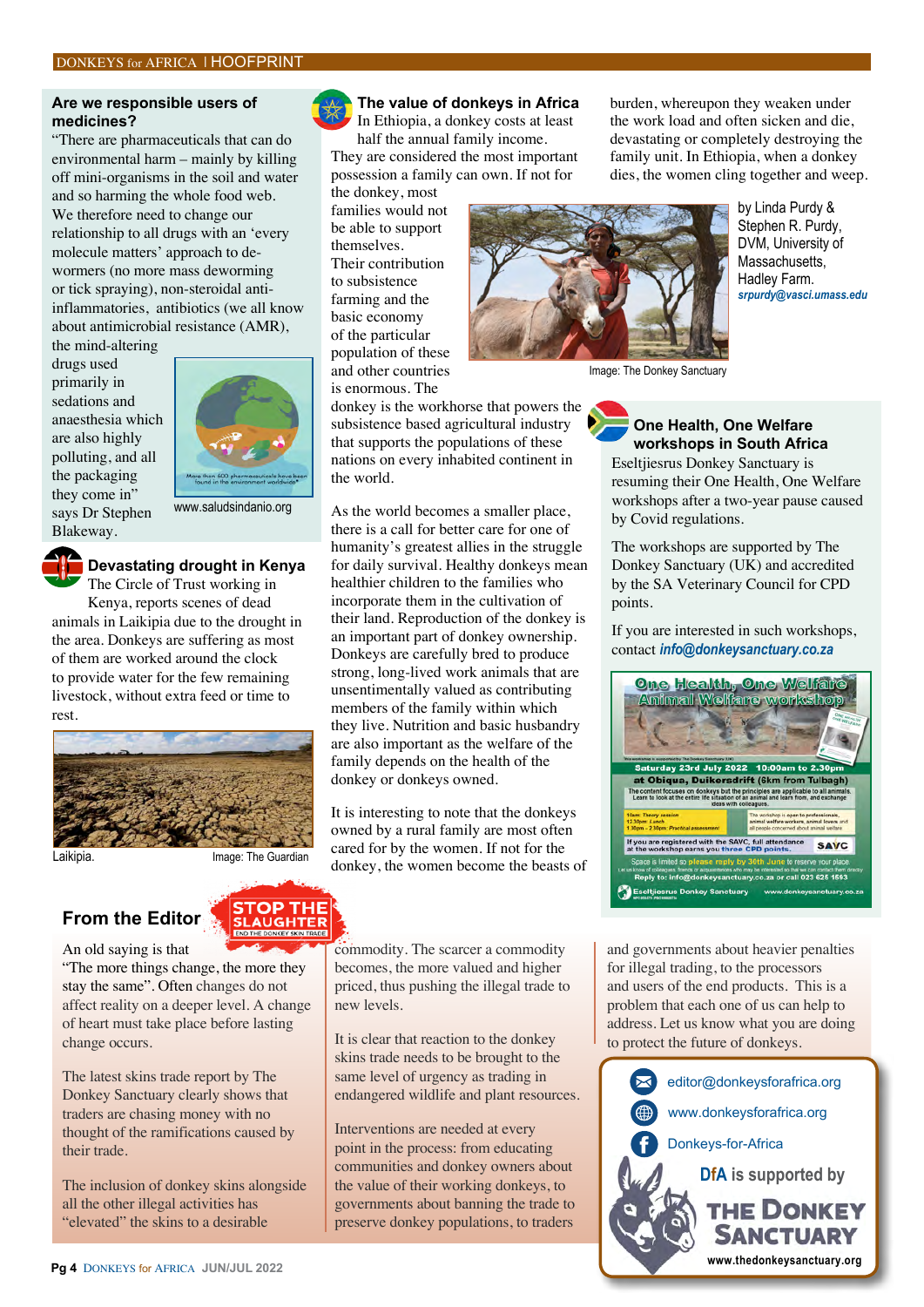## Are we responsible users of medicines?

"There are pharmaceuticals that can do environmental harm – mainly by killing off mini-organisms in the soil and water and so harming the whole food web. We therefore need to change our relationship to all drugs with an 'every molecule matters' approach to de-wormers (no more mass deworming or tick spraying), non-steroidal anti-inflammatories, antibiotics (we all know about antimicrobial resistance (AMR), the mind-altering drugs used primarily in sedations and anaesthesia which are also highly polluting, and all the packaging they come in" says Dr Stephen Blakeway.

More than 600 pharmaceuticals have been found in the environment worldwide*

www.saludsindanio.org

## Devastating drought in Kenya

The Circle of Trust working in Kenya, reports scenes of dead animals in Laikipia due to the drought in the area. Donkeys are suffering as most of them are worked around the clock to provide water for the few remaining livestock, without extra feed or time to rest.

Laikipia. Image: The Guardian

## The value of donkeys in Africa

In Ethiopia, a donkey costs at least half the annual family income. They are considered the most important possession a family can own. If not for the donkey, most families would not be able to support themselves. Their contribution to subsistence farming and the basic economy of the particular population of these and other countries is enormous. The donkey is the workhorse that powers the subsistence based agricultural industry that supports the populations of these nations on every inhabited continent in the world.

As the world becomes a smaller place, there is a call for better care for one of humanity's greatest allies in the struggle for daily survival. Healthy donkeys mean healthier children to the families who incorporate them in the cultivation of their land. Reproduction of the donkey is an important part of donkey ownership. Donkeys are carefully bred to produce strong, long-lived work animals that are unsentimentally valued as contributing members of the family within which they live. Nutrition and basic husbandry are also important as the welfare of the family depends on the health of the donkey or donkeys owned.

It is interesting to note that the donkeys owned by a rural family are most often cared for by the women. If not for the donkey, the women become the beasts of burden, whereupon they weaken under the work load and often sicken and die, devastating or completely destroying the family unit. In Ethiopia, when a donkey dies, the women cling together and weep.

Image: The Donkey Sanctuary

by Linda Purdy & Stephen R. Purdy, DVM, University of Massachusetts, Hadley Farm.
*srpurdy@vasci.umass.edu*

## One Health, One Welfare workshops in South Africa

Eseltjiesrus Donkey Sanctuary is resuming their One Health, One Welfare workshops after a two-year pause caused by Covid regulations.

The workshops are supported by The Donkey Sanctuary (UK) and accredited by the SA Veterinary Council for CPD points.

If you are interested in such workshops, contact ***info@donkeysanctuary.co.za***

One Health, One Welfare
Animal Welfare workshop

Saturday 23rd July 2022 10:00am to 2:30pm
at Obiqua, Duikersdrift (6km from Tulbagh)

The content focuses on donkeys but the principles are applicable to all animals. Learn to look at the entire life situation of an animal and learn from, and exchange ideas with colleagues.

10am: Theory session
12.30pm: Lunch
1.30pm – 2.30pm: Practical assessment

The workshop is open to professionals, animal welfare workers, animal lovers and all people concerned about animal welfare.

If you are registered with the SAVC, full attendance at the workshop earns you three CPD points.

Space is limited so please reply by 30th June to reserve your place.

Reply to: info@donkeysanctuary.co.za or call 023 625 1593

Eseltjiesrus Donkey Sanctuary www.donkeysanctuary.co.za

## From the Editor

STOP THE SLAUGHTER
END THE DONKEY SKIN TRADE

An old saying is that "The more things change, the more they stay the same". Often changes do not affect reality on a deeper level. A change of heart must take place before lasting change occurs.

The latest skins trade report by The Donkey Sanctuary clearly shows that traders are chasing money with no thought of the ramifications caused by their trade.

The inclusion of donkey skins alongside all the other illegal activities has "elevated" the skins to a desirable commodity. The scarcer a commodity becomes, the more valued and higher priced, thus pushing the illegal trade to new levels.

It is clear that reaction to the donkey skins trade needs to be brought to the same level of urgency as trading in endangered wildlife and plant resources.

Interventions are needed at every point in the process: from educating communities and donkey owners about the value of their working donkeys, to governments about banning the trade to preserve donkey populations, to traders and governments about heavier penalties for illegal trading, to the processors and users of the end products. This is a problem that each one of us can help to address. Let us know what you are doing to protect the future of donkeys.

editor@donkeysforafrica.org

www.donkeysforafrica.org

Donkeys-for-Africa

**DfA is supported by**
**THE DONKEY SANCTUARY**
www.thedonkeysanctuary.org